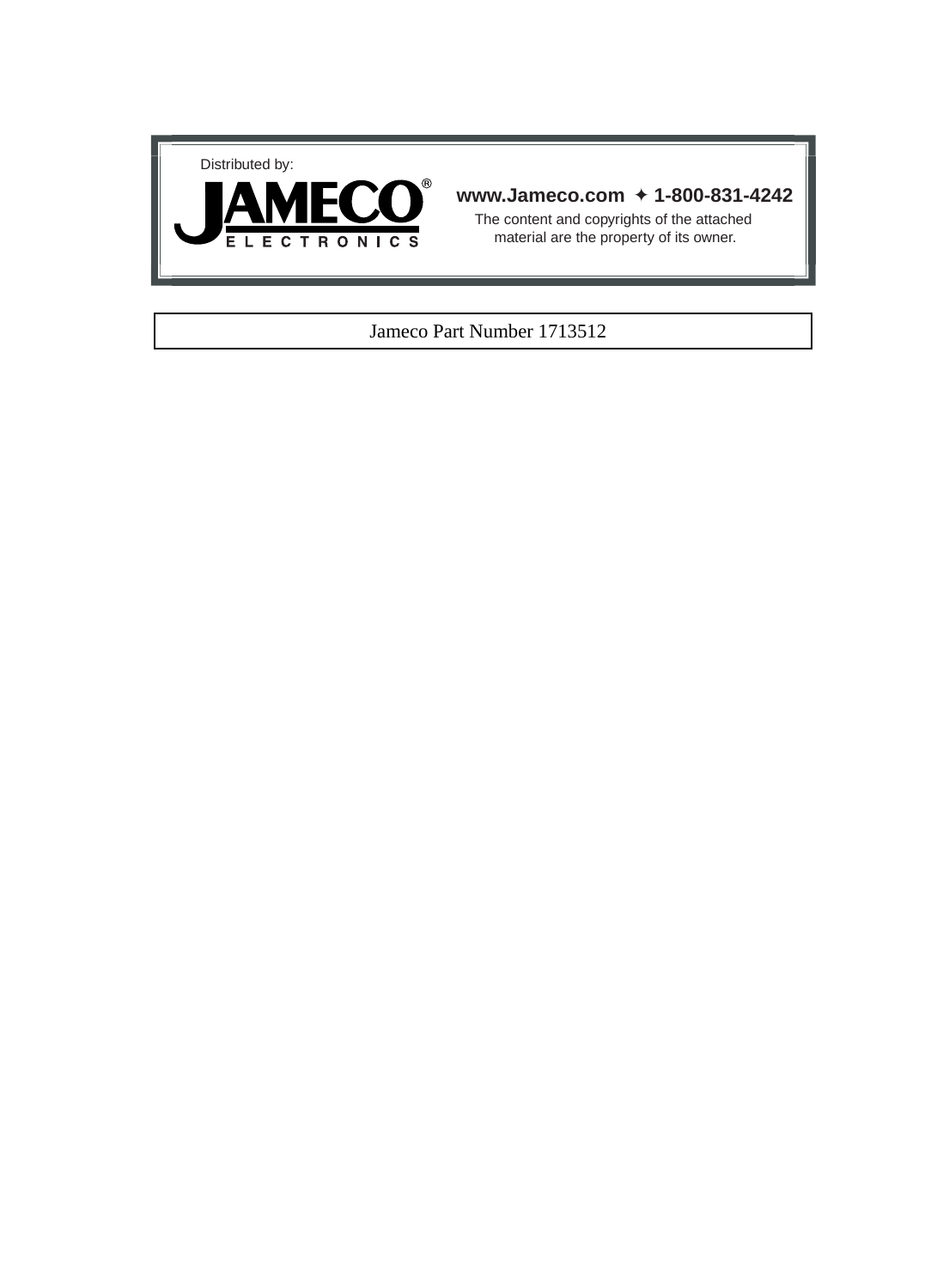Distributed by:

**JAMECO®**
**ELECTRONICS**

**www.Jameco.com ✦ 1-800-831-4242**

The content and copyrights of the attached material are the property of its owner.

Jameco Part Number 1713512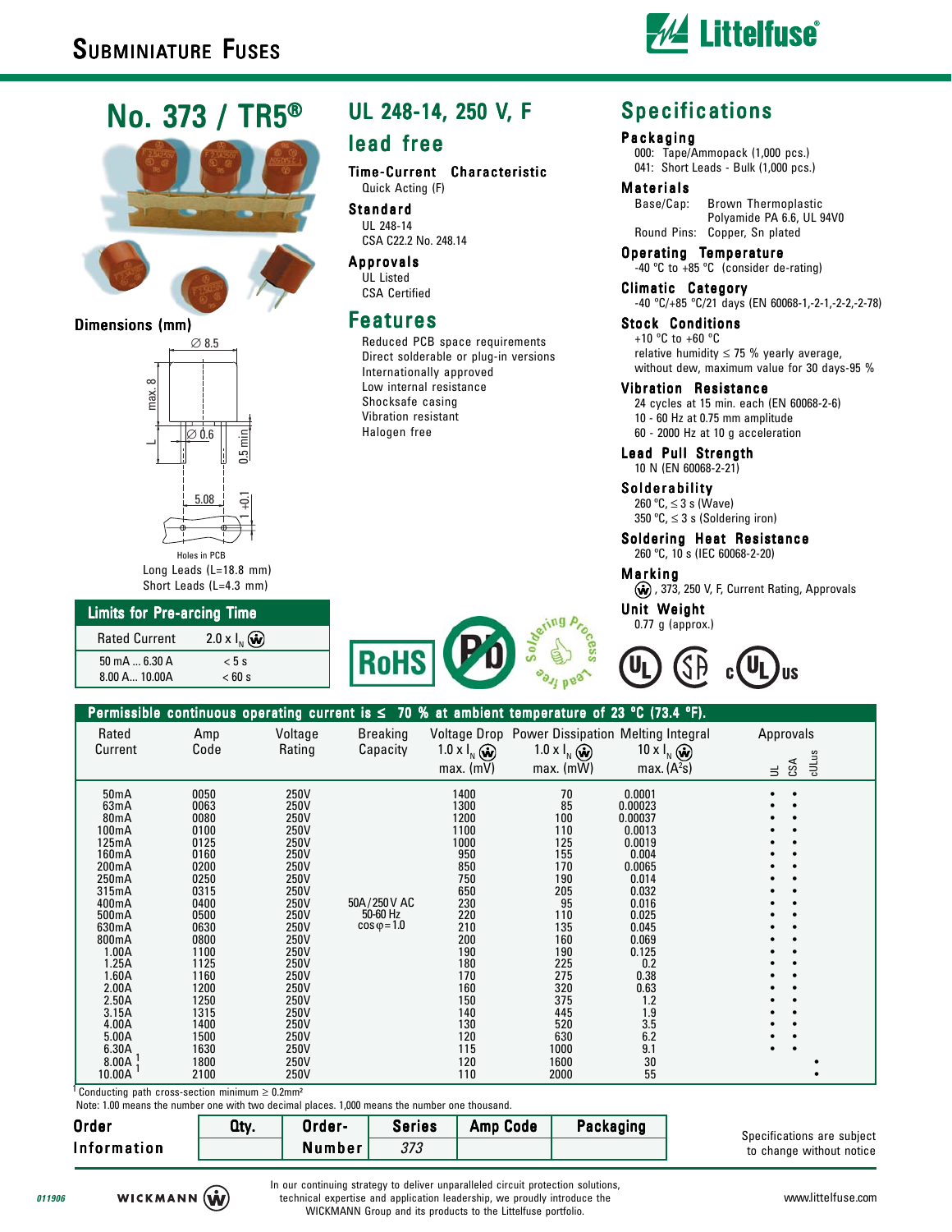# Subminiature Fuses

## No. 373 / TR5®

### Dimensions (mm)

∅ 8.5

max. 8

L

∅ 0.6

0.5 min

5.08

1 +0.1

Holes in PCB

Long Leads (L=18.8 mm)
Short Leads (L=4.3 mm)

## UL 248-14, 250 V, F lead free

### Time-Current Characteristic
Quick Acting (F)

### Standard
UL 248-14
CSA C22.2 No. 248.14

### Approvals
UL Listed
CSA Certified

## Features

- Reduced PCB space requirements
- Direct solderable or plug-in versions
- Internationally approved
- Low internal resistance
- Shocksafe casing
- Vibration resistant
- Halogen free

## Specifications

### Packaging
000: Tape/Ammopack (1,000 pcs.)
041: Short Leads - Bulk (1,000 pcs.)

### Materials
Base/Cap: Brown Thermoplastic Polyamide PA 6.6, UL 94V0
Round Pins: Copper, Sn plated

### Operating Temperature
-40 °C to +85 °C (consider de-rating)

### Climatic Category
-40 °C/+85 °C/21 days (EN 60068-1,-2-1,-2-2,-2-78)

### Stock Conditions
+10 °C to +60 °C
relative humidity ≤ 75 % yearly average, without dew, maximum value for 30 days-95 %

### Vibration Resistance
24 cycles at 15 min. each (EN 60068-2-6)
10 - 60 Hz at 0.75 mm amplitude
60 - 2000 Hz at 10 g acceleration

### Lead Pull Strength
10 N (EN 60068-2-21)

### Solderability
260 °C, ≤ 3 s (Wave)
350 °C, ≤ 3 s (Soldering iron)

### Soldering Heat Resistance
260 °C, 10 s (IEC 60068-2-20)

### Marking
W, 373, 250 V, F, Current Rating, Approvals

### Unit Weight
0.77 g (approx.)

## Limits for Pre-arcing Time

| Rated Current | $2.0 \times I_N$ |
|---|---|
| 50 mA ... 6.30 A | < 5 s |
| 8.00 A... 10.00A | < 60 s |

RoHS — Pb — Soldering Process Lead free

## Permissible continuous operating current is ≤ 70 % at ambient temperature of 23 °C (73.4 °F).

| Rated Current | Amp Code | Voltage Rating | Breaking Capacity | Voltage Drop $1.0 \times I_N$ max. (mV) | Power Dissipation $1.0 \times I_N$ max. (mW) | Melting Integral $10 \times I_N$ max. ($A^2s$) | UL | CSA | cULus |
|---|---|---|---|---|---|---|---|---|---|
| 50mA | 0050 | 250V | 50A/250V AC 50-60 Hz cos φ=1.0 | 1400 | 70 | 0.0001 | • | • | |
| 63mA | 0063 | 250V | | 1300 | 85 | 0.00023 | • | • | |
| 80mA | 0080 | 250V | | 1200 | 100 | 0.00037 | • | • | |
| 100mA | 0100 | 250V | | 1100 | 110 | 0.0013 | • | • | |
| 125mA | 0125 | 250V | | 1000 | 125 | 0.0019 | • | • | |
| 160mA | 0160 | 250V | | 950 | 155 | 0.004 | • | • | |
| 200mA | 0200 | 250V | | 850 | 170 | 0.0065 | • | • | |
| 250mA | 0250 | 250V | | 750 | 190 | 0.014 | • | • | |
| 315mA | 0315 | 250V | | 650 | 205 | 0.032 | • | • | |
| 400mA | 0400 | 250V | | 230 | 95 | 0.016 | • | • | |
| 500mA | 0500 | 250V | | 220 | 110 | 0.025 | • | • | |
| 630mA | 0630 | 250V | | 210 | 135 | 0.045 | • | • | |
| 800mA | 0800 | 250V | | 200 | 160 | 0.069 | • | • | |
| 1.00A | 1100 | 250V | | 190 | 190 | 0.125 | • | • | |
| 1.25A | 1125 | 250V | | 180 | 225 | 0.2 | • | • | |
| 1.60A | 1160 | 250V | | 170 | 275 | 0.38 | • | • | |
| 2.00A | 1200 | 250V | | 160 | 320 | 0.63 | • | • | |
| 2.50A | 1250 | 250V | | 150 | 375 | 1.2 | • | • | |
| 3.15A | 1315 | 250V | | 140 | 445 | 1.9 | • | • | |
| 4.00A | 1400 | 250V | | 130 | 520 | 3.5 | • | • | |
| 5.00A | 1500 | 250V | | 120 | 630 | 6.2 | • | • | |
| 6.30A | 1630 | 250V | | 115 | 1000 | 9.1 | • | • | |
| 8.00A [1] | 1800 | 250V | | 120 | 1600 | 30 | | | • |
| 10.00A [1] | 2100 | 250V | | 110 | 2000 | 55 | | | • |

[1] Conducting path cross-section minimum ≥ 0.2mm²

Note: 1.00 means the number one with two decimal places. 1,000 means the number one thousand.

## Order Information

| Qty. | Order-Number | Series | Amp Code | Packaging |
|---|---|---|---|---|
| | | 373 | | |

Specifications are subject to change without notice

011906

WICKMANN

In our continuing strategy to deliver unparalleled circuit protection solutions, technical expertise and application leadership, we proudly introduce the WICKMANN Group and its products to the Littelfuse portfolio.

www.littelfuse.com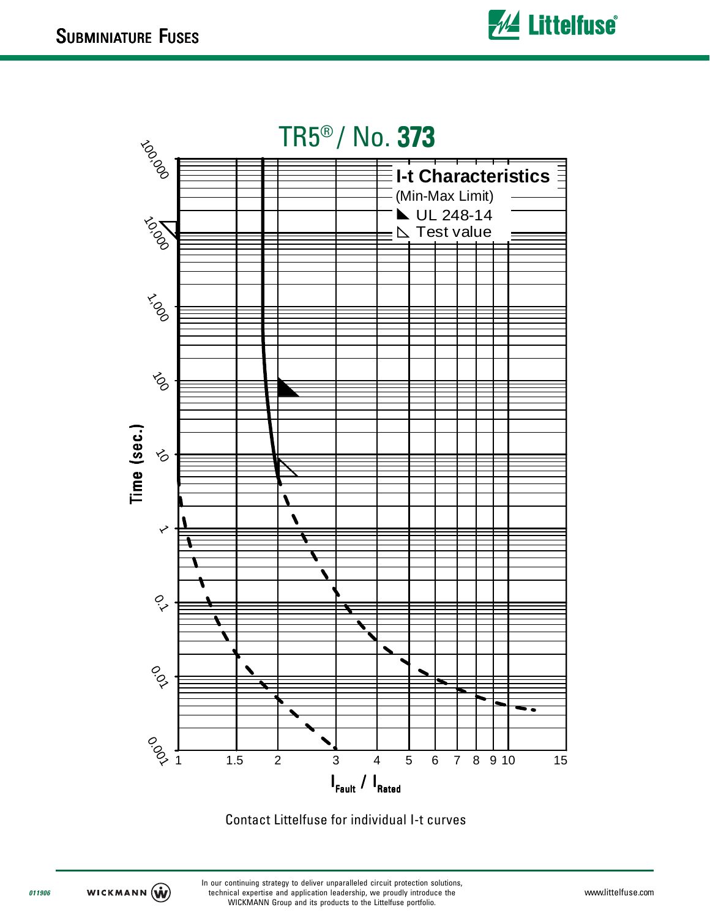# TR5® / No. 373

I-t Characteristics

(Min-Max Limit)

UL 248-14

Test value

Time (sec.)

100,000

10,000

1,000

100

10

1

0.1

0.01

0.001

1 1.5 2 3 4 5 6 7 8 9 10 15

$I_{Fault}$ / $I_{Rated}$

Contact Littelfuse for individual I-t curves

011906

WICKMANN

In our continuing strategy to deliver unparalleled circuit protection solutions, technical expertise and application leadership, we proudly introduce the WICKMANN Group and its products to the Littelfuse portfolio.